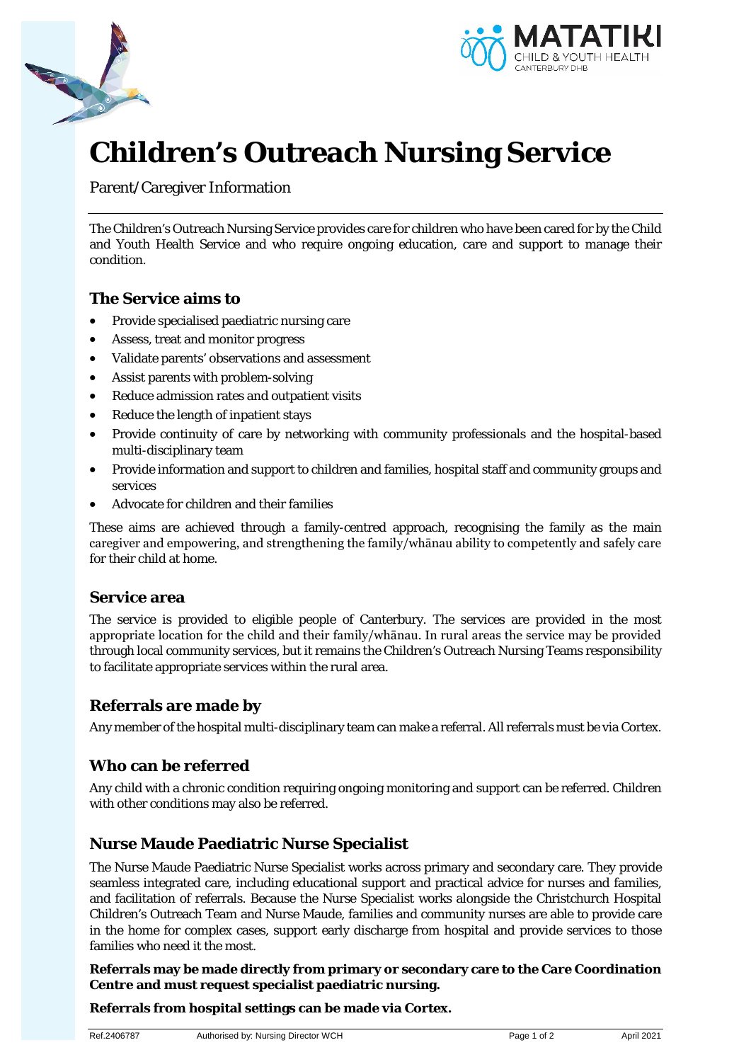# Children's Outreach Nursing Service

Parent/Caregiver Information

The Children's Outreach Nursing Service provides care for children who have been cared for by the Child and Youth Health Service and who require ongoing education, care and support to manage their condition.

## The Service aims to

- Provide specialised paediatric nursing care
- Assess, treat and monitor progress
- Validate parents' observations and assessment
- Assist parents with problem-solving
- Reduce admission rates and outpatient visits
- Reduce the length of inpatient stays
- Provide continuity of care by networking with community professionals and the hospital-based multi-disciplinary team
- Provide information and support to children and families, hospital staff and community groups and services
- Advocate for children and their families

These aims are achieved through a family-centred approach, recognising the family as the main caregiver and empowering, and strengthening the family/whānau ability to competently and safely care for their child at home.

## Service area

The service is provided to eligible people of Canterbury. The services are provided in the most appropriate location for the child and their family/whānau. In rural areas the service may be provided through local community services, but it remains the Children's Outreach Nursing Teams responsibility to facilitate appropriate services within the rural area.

## Referrals are made by

Any member of the hospital multi-disciplinary team can make a referral. All referrals must be via Cortex.

## Who can be referred

Any child with a chronic condition requiring ongoing monitoring and support can be referred. Children with other conditions may also be referred.

## Nurse Maude Paediatric Nurse Specialist

The Nurse Maude Paediatric Nurse Specialist works across primary and secondary care. They provide seamless integrated care, including educational support and practical advice for nurses and families, and facilitation of referrals. Because the Nurse Specialist works alongside the Christchurch Hospital Children's Outreach Team and Nurse Maude, families and community nurses are able to provide care in the home for complex cases, support early discharge from hospital and provide services to those families who need it the most.

**Referrals may be made directly from primary or secondary care to the Care Coordination Centre and must request specialist paediatric nursing.**

**Referrals from hospital settings can be made via Cortex.**

Ref.2406787 Authorised by: Nursing Director WCH April 2021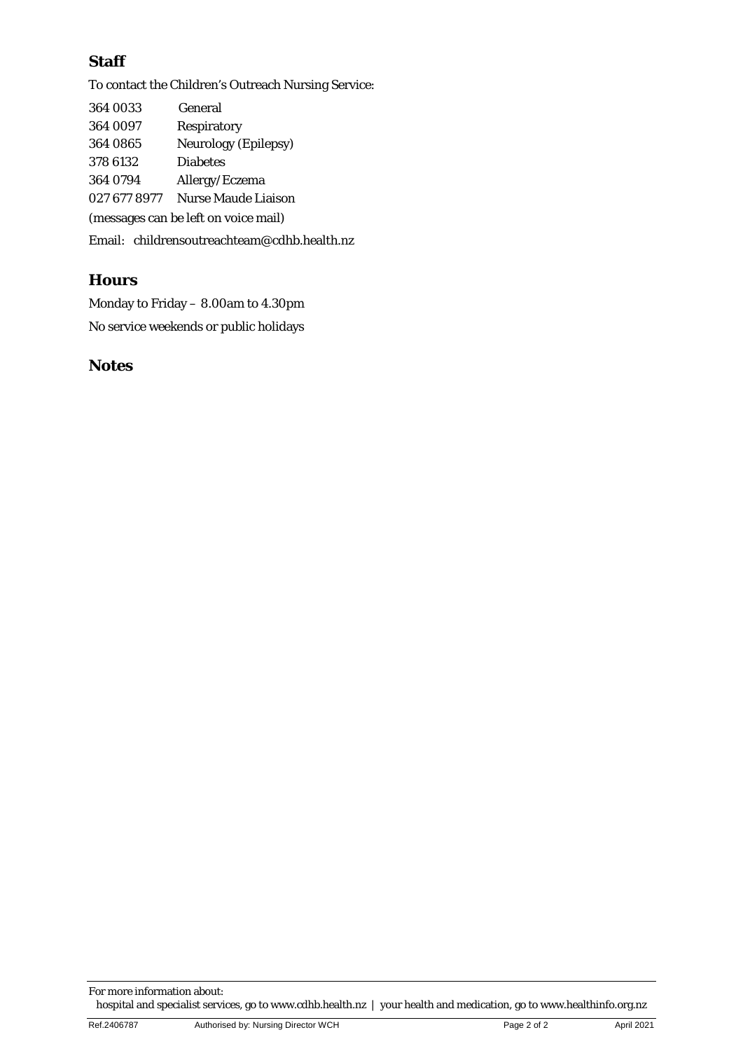## Staff

To contact the Children's Outreach Nursing Service:

| | |
|---|---|
| 364 0033 | General |
| 364 0097 | Respiratory |
| 364 0865 | Neurology (Epilepsy) |
| 378 6132 | Diabetes |
| 364 0794 | Allergy/Eczema |
| 027 677 8977 | Nurse Maude Liaison |

(messages can be left on voice mail)

Email: childrensoutreachteam@cdhb.health.nz

## Hours

Monday to Friday – 8.00am to 4.30pm

No service weekends or public holidays

## Notes

For more information about:
hospital and specialist services, go to www.cdhb.health.nz | your health and medication, go to www.healthinfo.org.nz

Ref.2406787 Authorised by: Nursing Director WCH April 2021